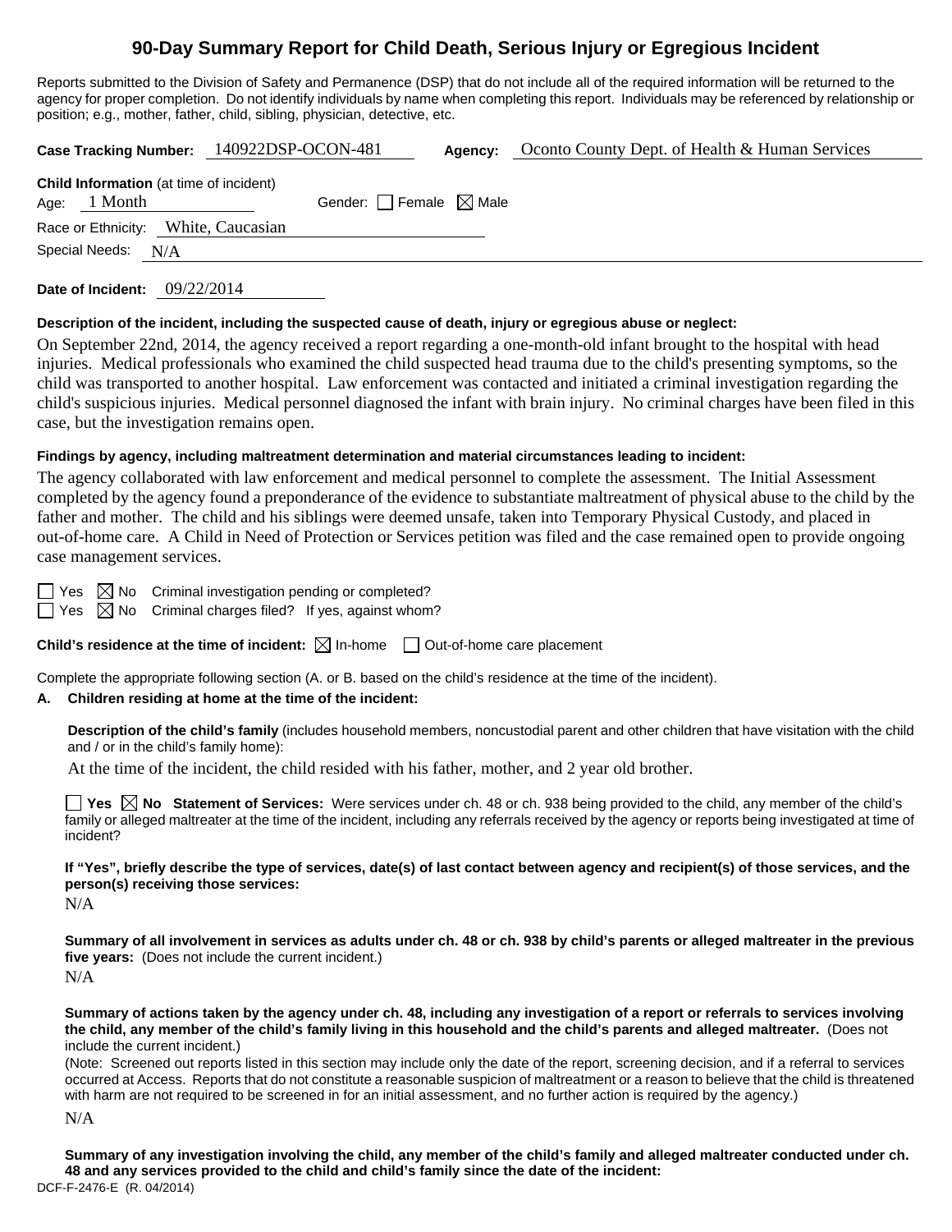# 90-Day Summary Report for Child Death, Serious Injury or Egregious Incident

Reports submitted to the Division of Safety and Permanence (DSP) that do not include all of the required information will be returned to the agency for proper completion. Do not identify individuals by name when completing this report. Individuals may be referenced by relationship or position; e.g., mother, father, child, sibling, physician, detective, etc.

**Case Tracking Number:** 140922DSP-OCON-481 **Agency:** Oconto County Dept. of Health & Human Services

**Child Information** (at time of incident)
Age: 1 Month Gender: ☐ Female ☒ Male
Race or Ethnicity: White, Caucasian
Special Needs: N/A

**Date of Incident:** 09/22/2014

**Description of the incident, including the suspected cause of death, injury or egregious abuse or neglect:**

On September 22nd, 2014, the agency received a report regarding a one-month-old infant brought to the hospital with head injuries. Medical professionals who examined the child suspected head trauma due to the child's presenting symptoms, so the child was transported to another hospital. Law enforcement was contacted and initiated a criminal investigation regarding the child's suspicious injuries. Medical personnel diagnosed the infant with brain injury. No criminal charges have been filed in this case, but the investigation remains open.

**Findings by agency, including maltreatment determination and material circumstances leading to incident:**

The agency collaborated with law enforcement and medical personnel to complete the assessment. The Initial Assessment completed by the agency found a preponderance of the evidence to substantiate maltreatment of physical abuse to the child by the father and mother. The child and his siblings were deemed unsafe, taken into Temporary Physical Custody, and placed in out-of-home care. A Child in Need of Protection or Services petition was filed and the case remained open to provide ongoing case management services.

☐ Yes ☒ No Criminal investigation pending or completed?
☐ Yes ☒ No Criminal charges filed? If yes, against whom?

**Child's residence at the time of incident:** ☒ In-home ☐ Out-of-home care placement

Complete the appropriate following section (A. or B. based on the child's residence at the time of the incident).

**A. Children residing at home at the time of the incident:**

**Description of the child's family** (includes household members, noncustodial parent and other children that have visitation with the child and / or in the child's family home):

At the time of the incident, the child resided with his father, mother, and 2 year old brother.

☐ **Yes** ☒ **No Statement of Services:** Were services under ch. 48 or ch. 938 being provided to the child, any member of the child's family or alleged maltreater at the time of the incident, including any referrals received by the agency or reports being investigated at time of incident?

**If "Yes", briefly describe the type of services, date(s) of last contact between agency and recipient(s) of those services, and the person(s) receiving those services:**

N/A

**Summary of all involvement in services as adults under ch. 48 or ch. 938 by child's parents or alleged maltreater in the previous five years:** (Does not include the current incident.)

N/A

**Summary of actions taken by the agency under ch. 48, including any investigation of a report or referrals to services involving the child, any member of the child's family living in this household and the child's parents and alleged maltreater.** (Does not include the current incident.)

(Note: Screened out reports listed in this section may include only the date of the report, screening decision, and if a referral to services occurred at Access. Reports that do not constitute a reasonable suspicion of maltreatment or a reason to believe that the child is threatened with harm are not required to be screened in for an initial assessment, and no further action is required by the agency.)

N/A

**Summary of any investigation involving the child, any member of the child's family and alleged maltreater conducted under ch. 48 and any services provided to the child and child's family since the date of the incident:**

DCF-F-2476-E (R. 04/2014)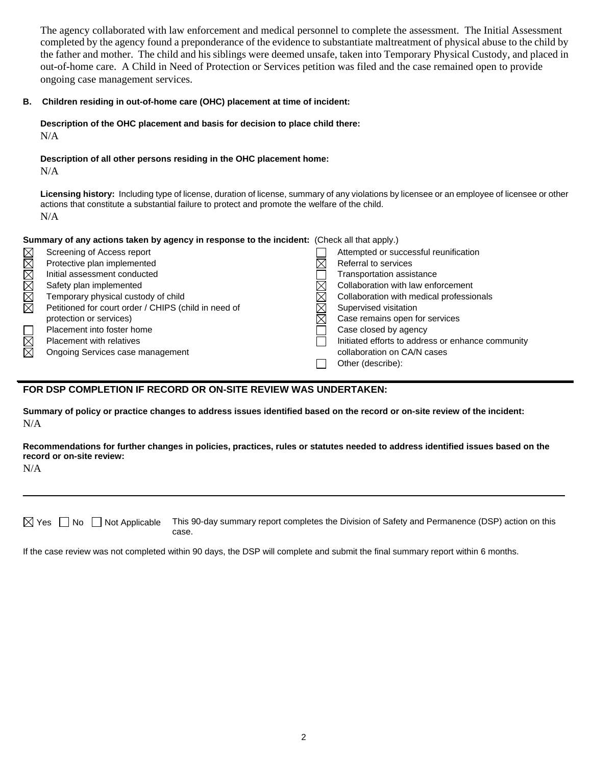The agency collaborated with law enforcement and medical personnel to complete the assessment. The Initial Assessment completed by the agency found a preponderance of the evidence to substantiate maltreatment of physical abuse to the child by the father and mother. The child and his siblings were deemed unsafe, taken into Temporary Physical Custody, and placed in out-of-home care. A Child in Need of Protection or Services petition was filed and the case remained open to provide ongoing case management services.

**B. Children residing in out-of-home care (OHC) placement at time of incident:**

**Description of the OHC placement and basis for decision to place child there:**
N/A

**Description of all other persons residing in the OHC placement home:**
N/A

**Licensing history:** Including type of license, duration of license, summary of any violations by licensee or an employee of licensee or other actions that constitute a substantial failure to protect and promote the welfare of the child.
N/A

**Summary of any actions taken by agency in response to the incident:** (Check all that apply.)

- [x] Screening of Access report
- [x] Protective plan implemented
- [x] Initial assessment conducted
- [x] Safety plan implemented
- [x] Temporary physical custody of child
- [x] Petitioned for court order / CHIPS (child in need of protection or services)
- [ ] Placement into foster home
- [x] Placement with relatives
- [x] Ongoing Services case management
- [ ] Attempted or successful reunification
- [x] Referral to services
- [ ] Transportation assistance
- [x] Collaboration with law enforcement
- [x] Collaboration with medical professionals
- [x] Supervised visitation
- [x] Case remains open for services
- [ ] Case closed by agency
- [ ] Initiated efforts to address or enhance community collaboration on CA/N cases
- [ ] Other (describe):

## FOR DSP COMPLETION IF RECORD OR ON-SITE REVIEW WAS UNDERTAKEN:

**Summary of policy or practice changes to address issues identified based on the record or on-site review of the incident:**
N/A

**Recommendations for further changes in policies, practices, rules or statutes needed to address identified issues based on the record or on-site review:**
N/A

---

[x] Yes [ ] No [ ] Not Applicable  This 90-day summary report completes the Division of Safety and Permanence (DSP) action on this case.

If the case review was not completed within 90 days, the DSP will complete and submit the final summary report within 6 months.